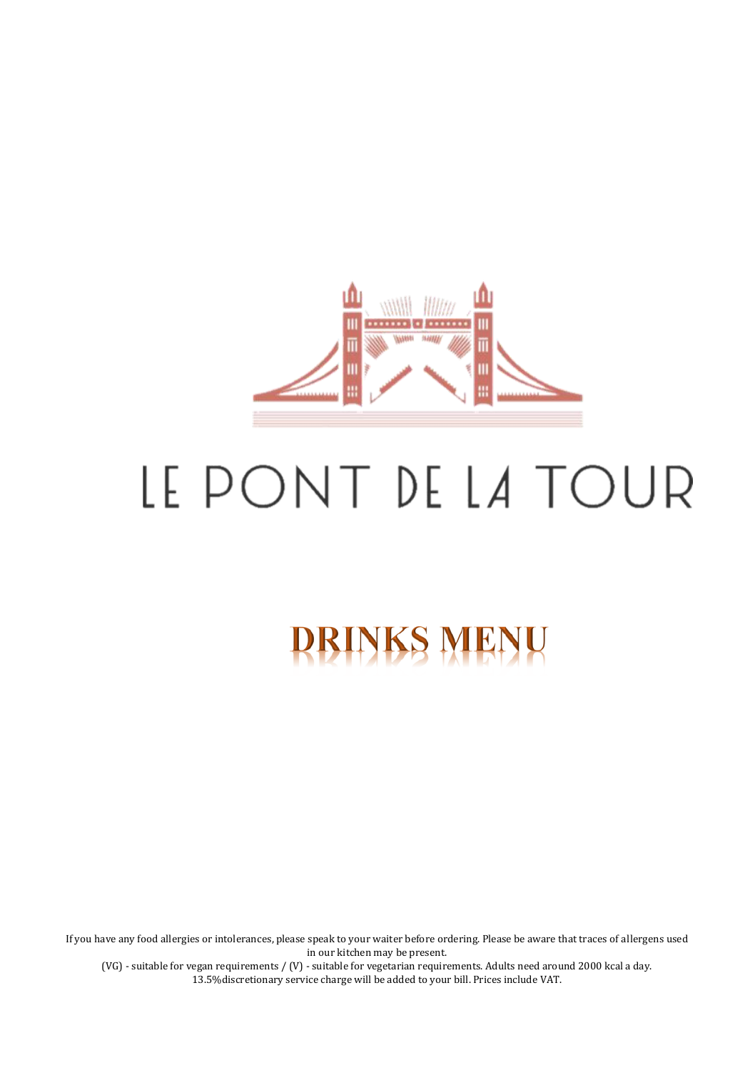# LE PONT DE LA TOUR

## DRINKS MENU

If you have any food allergies or intolerances, please speak to your waiter before ordering. Please be aware that traces of allergens used in our kitchen may be present.

(VG) - suitable for vegan requirements / (V) - suitable for vegetarian requirements. Adults need around 2000 kcal a day.
13.5% discretionary service charge will be added to your bill. Prices include VAT.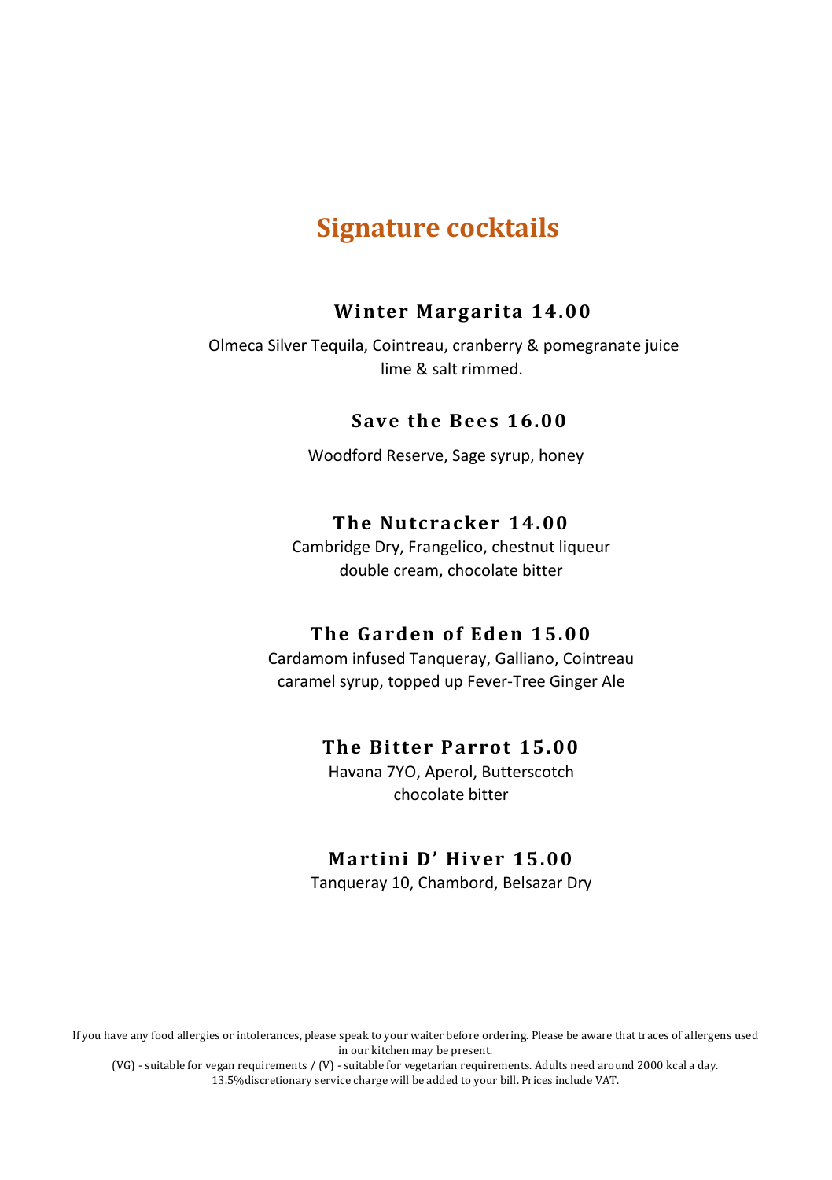# Signature cocktails

### Winter Margarita 14.00

Olmeca Silver Tequila, Cointreau, cranberry & pomegranate juice
lime & salt rimmed.

### Save the Bees 16.00

Woodford Reserve, Sage syrup, honey

### The Nutcracker 14.00

Cambridge Dry, Frangelico, chestnut liqueur
double cream, chocolate bitter

### The Garden of Eden 15.00

Cardamom infused Tanqueray, Galliano, Cointreau
caramel syrup, topped up Fever-Tree Ginger Ale

### The Bitter Parrot 15.00

Havana 7YO, Aperol, Butterscotch
chocolate bitter

### Martini D' Hiver 15.00

Tanqueray 10, Chambord, Belsazar Dry

If you have any food allergies or intolerances, please speak to your waiter before ordering. Please be aware that traces of allergens used in our kitchen may be present.
(VG) - suitable for vegan requirements / (V) - suitable for vegetarian requirements. Adults need around 2000 kcal a day.
13.5%discretionary service charge will be added to your bill. Prices include VAT.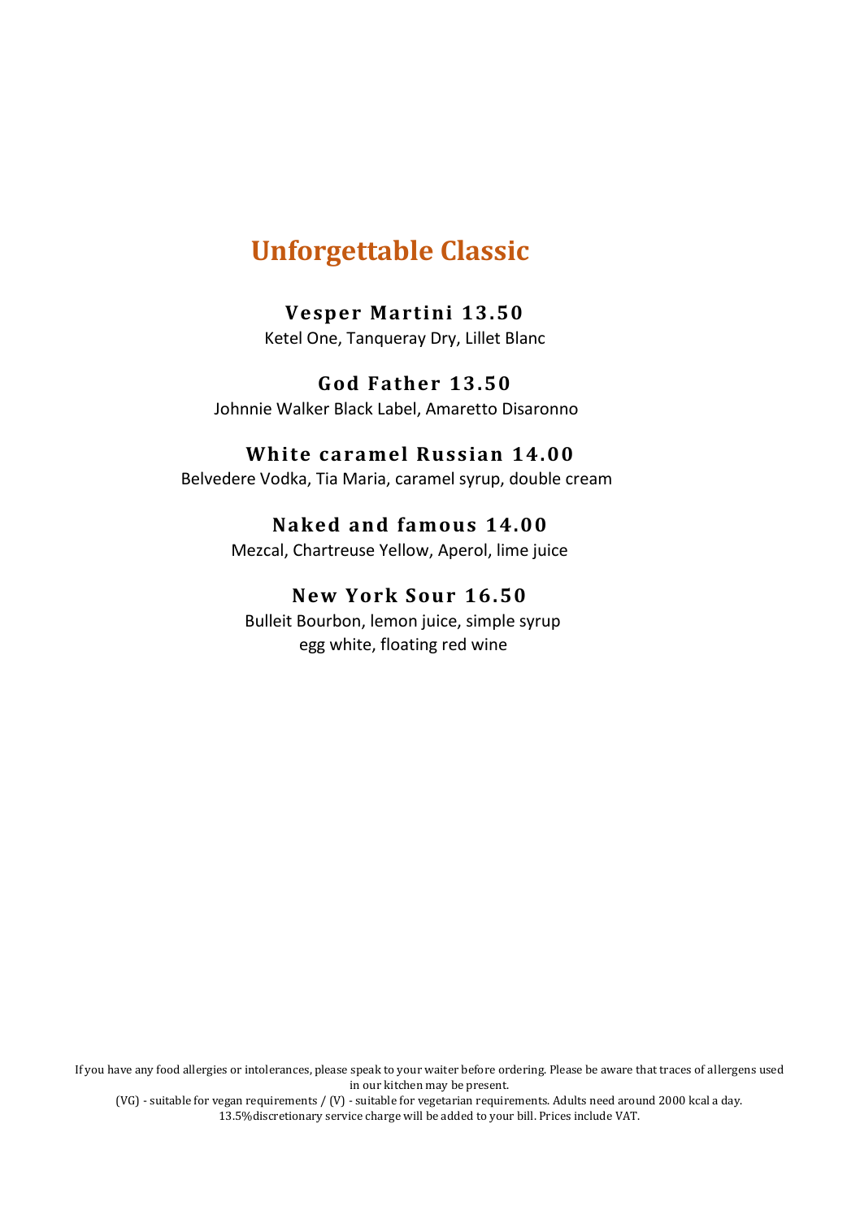# Unforgettable Classic

**Vesper Martini 13.50**

Ketel One, Tanqueray Dry, Lillet Blanc

**God Father 13.50**

Johnnie Walker Black Label, Amaretto Disaronno

**White caramel Russian 14.00**

Belvedere Vodka, Tia Maria, caramel syrup, double cream

**Naked and famous 14.00**

Mezcal, Chartreuse Yellow, Aperol, lime juice

**New York Sour 16.50**

Bulleit Bourbon, lemon juice, simple syrup
egg white, floating red wine

If you have any food allergies or intolerances, please speak to your waiter before ordering. Please be aware that traces of allergens used in our kitchen may be present.
(VG) - suitable for vegan requirements / (V) - suitable for vegetarian requirements. Adults need around 2000 kcal a day.
13.5%discretionary service charge will be added to your bill. Prices include VAT.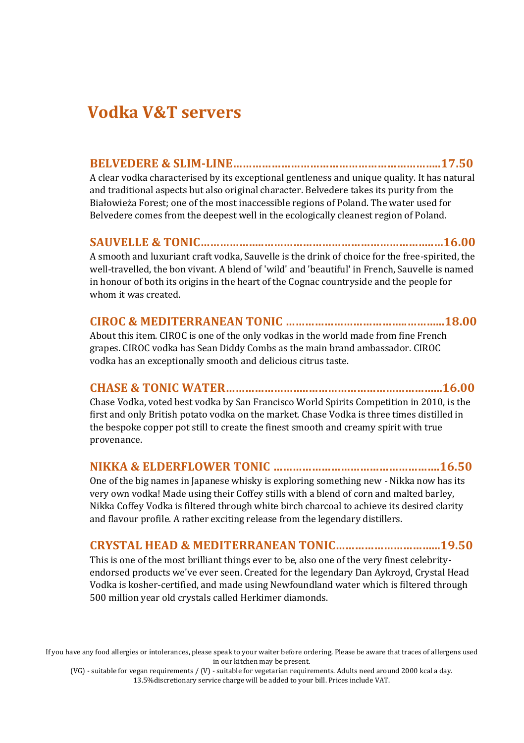# Vodka V&T servers

**BELVEDERE & SLIM-LINE……………………………………………………….17.50**

A clear vodka characterised by its exceptional gentleness and unique quality. It has natural and traditional aspects but also original character. Belvedere takes its purity from the Białowieża Forest; one of the most inaccessible regions of Poland. The water used for Belvedere comes from the deepest well in the ecologically cleanest region of Poland.

**SAUVELLE & TONIC…………………………………………………………………16.00**

A smooth and luxuriant craft vodka, Sauvelle is the drink of choice for the free-spirited, the well-travelled, the bon vivant. A blend of 'wild' and 'beautiful' in French, Sauvelle is named in honour of both its origins in the heart of the Cognac countryside and the people for whom it was created.

**CIROC & MEDITERRANEAN TONIC ……………………………………………18.00**

About this item. CIROC is one of the only vodkas in the world made from fine French grapes. CIROC vodka has Sean Diddy Combs as the main brand ambassador. CIROC vodka has an exceptionally smooth and delicious citrus taste.

**CHASE & TONIC WATER………………………………………………………….16.00**

Chase Vodka, voted best vodka by San Francisco World Spirits Competition in 2010, is the first and only British potato vodka on the market. Chase Vodka is three times distilled in the bespoke copper pot still to create the finest smooth and creamy spirit with true provenance.

**NIKKA & ELDERFLOWER TONIC ……………………………………………16.50**

One of the big names in Japanese whisky is exploring something new - Nikka now has its very own vodka! Made using their Coffey stills with a blend of corn and malted barley, Nikka Coffey Vodka is filtered through white birch charcoal to achieve its desired clarity and flavour profile. A rather exciting release from the legendary distillers.

**CRYSTAL HEAD & MEDITERRANEAN TONIC…………………………...19.50**

This is one of the most brilliant things ever to be, also one of the very finest celebrity-endorsed products we've ever seen. Created for the legendary Dan Aykroyd, Crystal Head Vodka is kosher-certified, and made using Newfoundland water which is filtered through 500 million year old crystals called Herkimer diamonds.

If you have any food allergies or intolerances, please speak to your waiter before ordering. Please be aware that traces of allergens used in our kitchen may be present.

(VG) - suitable for vegan requirements / (V) - suitable for vegetarian requirements. Adults need around 2000 kcal a day.

13.5%discretionary service charge will be added to your bill. Prices include VAT.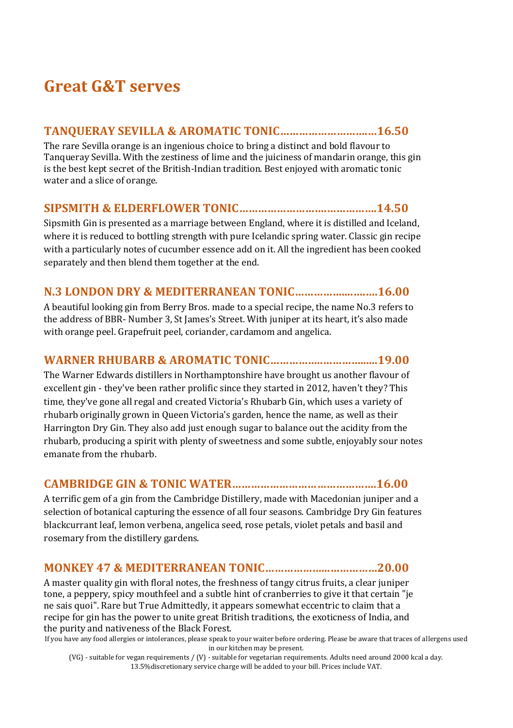# Great G&T serves

## TANQUERAY SEVILLA & AROMATIC TONIC…………………………16.50

The rare Sevilla orange is an ingenious choice to bring a distinct and bold flavour to Tanqueray Sevilla. With the zestiness of lime and the juiciness of mandarin orange, this gin is the best kept secret of the British-Indian tradition. Best enjoyed with aromatic tonic water and a slice of orange.

## SIPSMITH & ELDERFLOWER TONIC……………………………………14.50

Sipsmith Gin is presented as a marriage between England, where it is distilled and Iceland, where it is reduced to bottling strength with pure Icelandic spring water. Classic gin recipe with a particularly notes of cucumber essence add on it. All the ingredient has been cooked separately and then blend them together at the end.

## N.3 LONDON DRY & MEDITERRANEAN TONIC………………………16.00

A beautiful looking gin from Berry Bros. made to a special recipe, the name No.3 refers to the address of BBR- Number 3, St James's Street. With juniper at its heart, it's also made with orange peel. Grapefruit peel, coriander, cardamom and angelica.

## WARNER RHUBARB & AROMATIC TONIC……………………………19.00

The Warner Edwards distillers in Northamptonshire have brought us another flavour of excellent gin - they've been rather prolific since they started in 2012, haven't they? This time, they've gone all regal and created Victoria's Rhubarb Gin, which uses a variety of rhubarb originally grown in Queen Victoria's garden, hence the name, as well as their Harrington Dry Gin. They also add just enough sugar to balance out the acidity from the rhubarb, producing a spirit with plenty of sweetness and some subtle, enjoyably sour notes emanate from the rhubarb.

## CAMBRIDGE GIN & TONIC WATER………………………………………16.00

A terrific gem of a gin from the Cambridge Distillery, made with Macedonian juniper and a selection of botanical capturing the essence of all four seasons. Cambridge Dry Gin features blackcurrant leaf, lemon verbena, angelica seed, rose petals, violet petals and basil and rosemary from the distillery gardens.

## MONKEY 47 & MEDITERRANEAN TONIC………………………………20.00

A master quality gin with floral notes, the freshness of tangy citrus fruits, a clear juniper tone, a peppery, spicy mouthfeel and a subtle hint of cranberries to give it that certain "je ne sais quoi". Rare but True Admittedly, it appears somewhat eccentric to claim that a recipe for gin has the power to unite great British traditions, the exoticness of India, and the purity and nativeness of the Black Forest.

If you have any food allergies or intolerances, please speak to your waiter before ordering. Please be aware that traces of allergens used in our kitchen may be present.

(VG) - suitable for vegan requirements / (V) - suitable for vegetarian requirements. Adults need around 2000 kcal a day. 13.5%discretionary service charge will be added to your bill. Prices include VAT.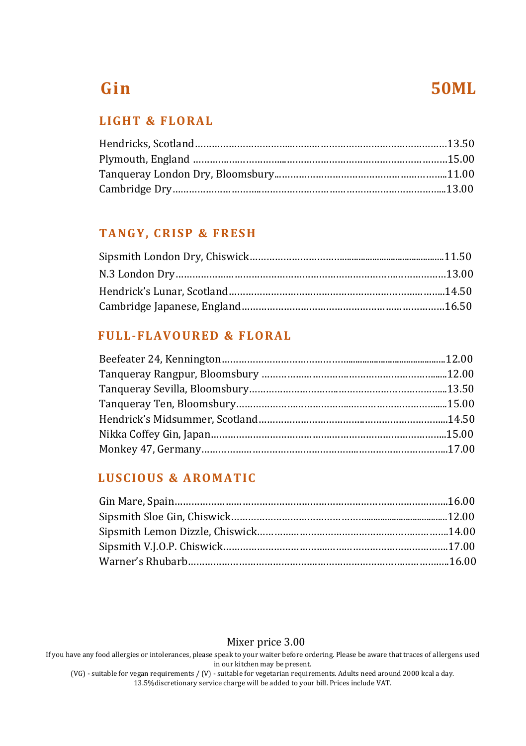# Gin — 50ML

## LIGHT & FLORAL

Hendricks, Scotland..........13.50
Plymouth, England..........15.00
Tanqueray London Dry, Bloomsbury..........11.00
Cambridge Dry..........13.00

## TANGY, CRISP & FRESH

Sipsmith London Dry, Chiswick..........11.50
N.3 London Dry..........13.00
Hendrick's Lunar, Scotland..........14.50
Cambridge Japanese, England..........16.50

## FULL-FLAVOURED & FLORAL

Beefeater 24, Kennington..........12.00
Tanqueray Rangpur, Bloomsbury..........12.00
Tanqueray Sevilla, Bloomsbury..........13.50
Tanqueray Ten, Bloomsbury..........15.00
Hendrick's Midsummer, Scotland..........14.50
Nikka Coffey Gin, Japan..........15.00
Monkey 47, Germany..........17.00

## LUSCIOUS & AROMATIC

Gin Mare, Spain..........16.00
Sipsmith Sloe Gin, Chiswick..........12.00
Sipsmith Lemon Dizzle, Chiswick..........14.00
Sipsmith V.J.O.P. Chiswick..........17.00
Warner's Rhubarb..........16.00

Mixer price 3.00

If you have any food allergies or intolerances, please speak to your waiter before ordering. Please be aware that traces of allergens used in our kitchen may be present.
(VG) - suitable for vegan requirements / (V) - suitable for vegetarian requirements. Adults need around 2000 kcal a day.
13.5%discretionary service charge will be added to your bill. Prices include VAT.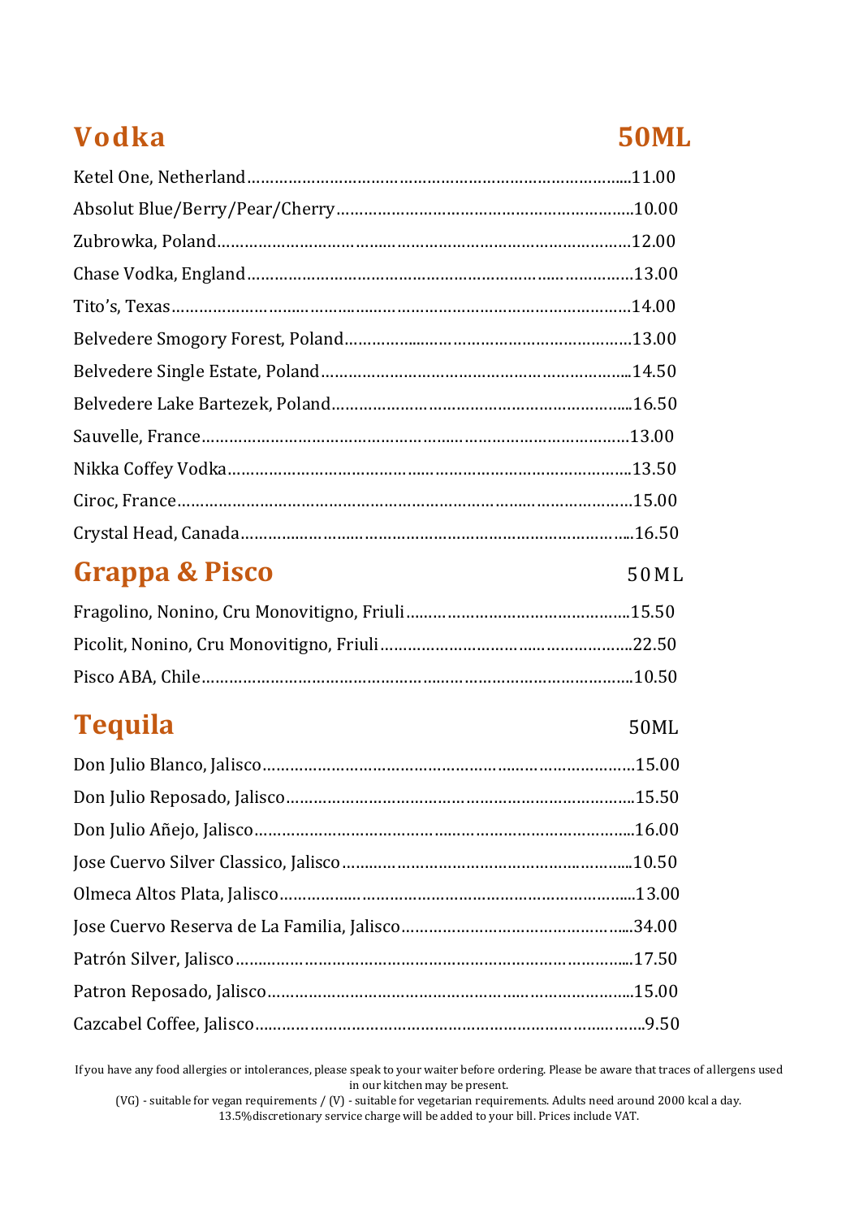## Vodka — 50ML

| Item | Price |
|---|---|
| Ketel One, Netherland | 11.00 |
| Absolut Blue/Berry/Pear/Cherry | 10.00 |
| Zubrowka, Poland | 12.00 |
| Chase Vodka, England | 13.00 |
| Tito's, Texas | 14.00 |
| Belvedere Smogory Forest, Poland | 13.00 |
| Belvedere Single Estate, Poland | 14.50 |
| Belvedere Lake Bartezek, Poland | 16.50 |
| Sauvelle, France | 13.00 |
| Nikka Coffey Vodka | 13.50 |
| Ciroc, France | 15.00 |
| Crystal Head, Canada | 16.50 |

## Grappa & Pisco — 50ML

| Item | Price |
|---|---|
| Fragolino, Nonino, Cru Monovitigno, Friuli | 15.50 |
| Picolit, Nonino, Cru Monovitigno, Friuli | 22.50 |
| Pisco ABA, Chile | 10.50 |

## Tequila — 50ML

| Item | Price |
|---|---|
| Don Julio Blanco, Jalisco | 15.00 |
| Don Julio Reposado, Jalisco | 15.50 |
| Don Julio Añejo, Jalisco | 16.00 |
| Jose Cuervo Silver Classico, Jalisco | 10.50 |
| Olmeca Altos Plata, Jalisco | 13.00 |
| Jose Cuervo Reserva de La Familia, Jalisco | 34.00 |
| Patrón Silver, Jalisco | 17.50 |
| Patron Reposado, Jalisco | 15.00 |
| Cazcabel Coffee, Jalisco | 9.50 |

If you have any food allergies or intolerances, please speak to your waiter before ordering. Please be aware that traces of allergens used in our kitchen may be present.
(VG) - suitable for vegan requirements / (V) - suitable for vegetarian requirements. Adults need around 2000 kcal a day.
13.5%discretionary service charge will be added to your bill. Prices include VAT.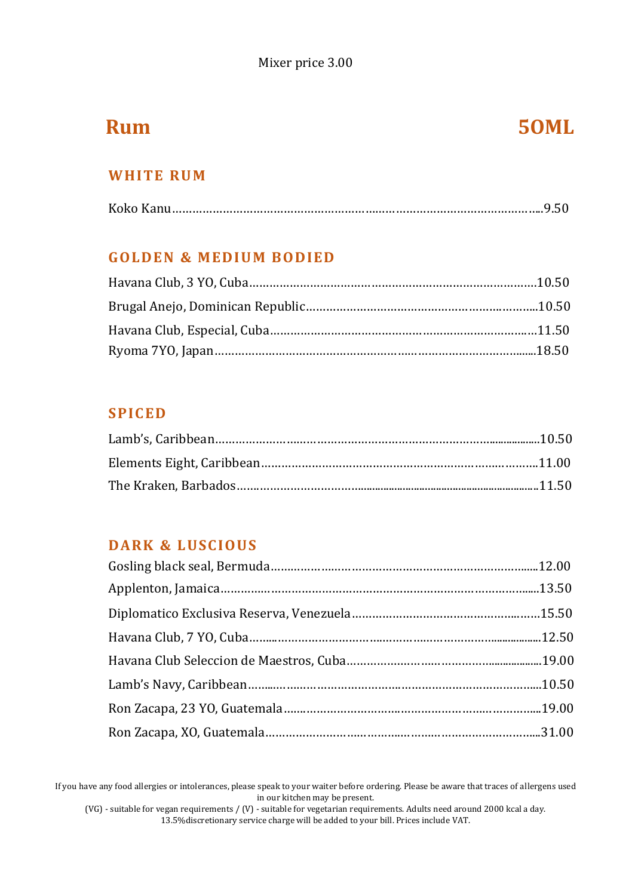Mixer price 3.00

# Rum — 50ML

## WHITE RUM

Koko Kanu……………………………………………………………………………………………………9.50

## GOLDEN & MEDIUM BODIED

Havana Club, 3 YO, Cuba……………………………………………………………………………10.50

Brugal Anejo, Dominican Republic…………………………………………………………………10.50

Havana Club, Especial, Cuba………………………………………………………………………11.50

Ryoma 7YO, Japan……………………………………………………………………………………18.50

## SPICED

Lamb's, Caribbean……………………………………………………………………………………10.50

Elements Eight, Caribbean……………………………………………………………………………11.00

The Kraken, Barbados…………………………………………………………………………………11.50

## DARK & LUSCIOUS

Gosling black seal, Bermuda…………………………………………………………………………12.00

Applenton, Jamaica……………………………………………………………………………………13.50

Diplomatico Exclusiva Reserva, Venezuela…………………………………………………………15.50

Havana Club, 7 YO, Cuba……………………………………………………………………………12.50

Havana Club Seleccion de Maestros, Cuba…………………………………………………………19.00

Lamb's Navy, Caribbean………………………………………………………………………………10.50

Ron Zacapa, 23 YO, Guatemala………………………………………………………………………19.00

Ron Zacapa, XO, Guatemala…………………………………………………………………………31.00

If you have any food allergies or intolerances, please speak to your waiter before ordering. Please be aware that traces of allergens used in our kitchen may be present.
(VG) - suitable for vegan requirements / (V) - suitable for vegetarian requirements. Adults need around 2000 kcal a day.
13.5%discretionary service charge will be added to your bill. Prices include VAT.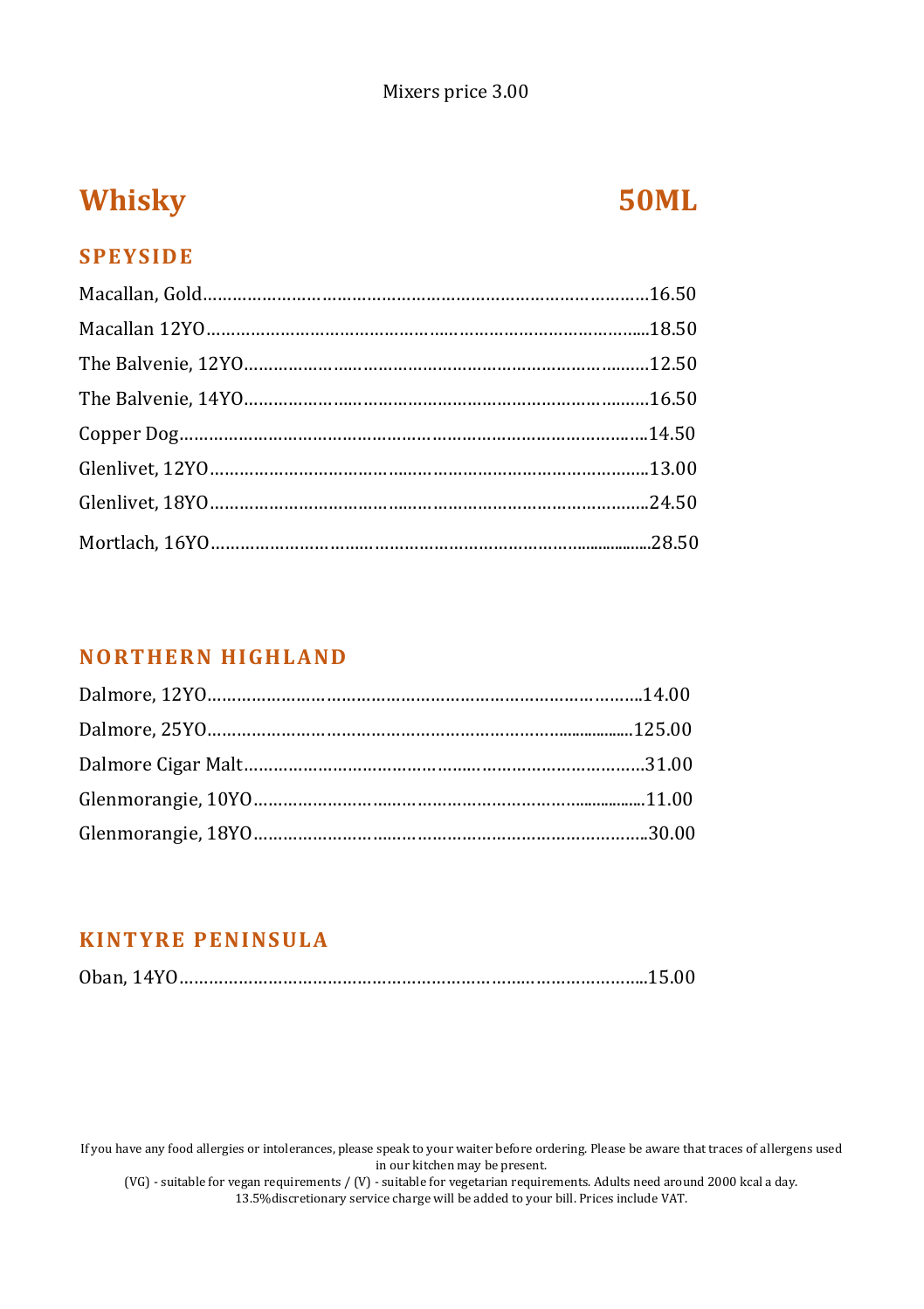Mixers price 3.00

# Whisky 50ML

## SPEYSIDE

Macallan, Gold……………………………………………………………………………16.50

Macallan 12YO…………………………………………………………………………18.50

The Balvenie, 12YO……………………………………………………………………12.50

The Balvenie, 14YO……………………………………………………………………16.50

Copper Dog……………………………………………………………………………14.50

Glenlivet, 12YO…………………………………………………………………………13.00

Glenlivet, 18YO…………………………………………………………………………24.50

Mortlach, 16YO…………………………………………………………………………28.50

## NORTHERN HIGHLAND

Dalmore, 12YO…………………………………………………………………………14.00

Dalmore, 25YO…………………………………………………………………………125.00

Dalmore Cigar Malt……………………………………………………………………31.00

Glenmorangie, 10YO…………………………………………………………………11.00

Glenmorangie, 18YO…………………………………………………………………30.00

## KINTYRE PENINSULA

Oban, 14YO……………………………………………………………………………15.00

If you have any food allergies or intolerances, please speak to your waiter before ordering. Please be aware that traces of allergens used in our kitchen may be present.
(VG) - suitable for vegan requirements / (V) - suitable for vegetarian requirements. Adults need around 2000 kcal a day.
13.5%discretionary service charge will be added to your bill. Prices include VAT.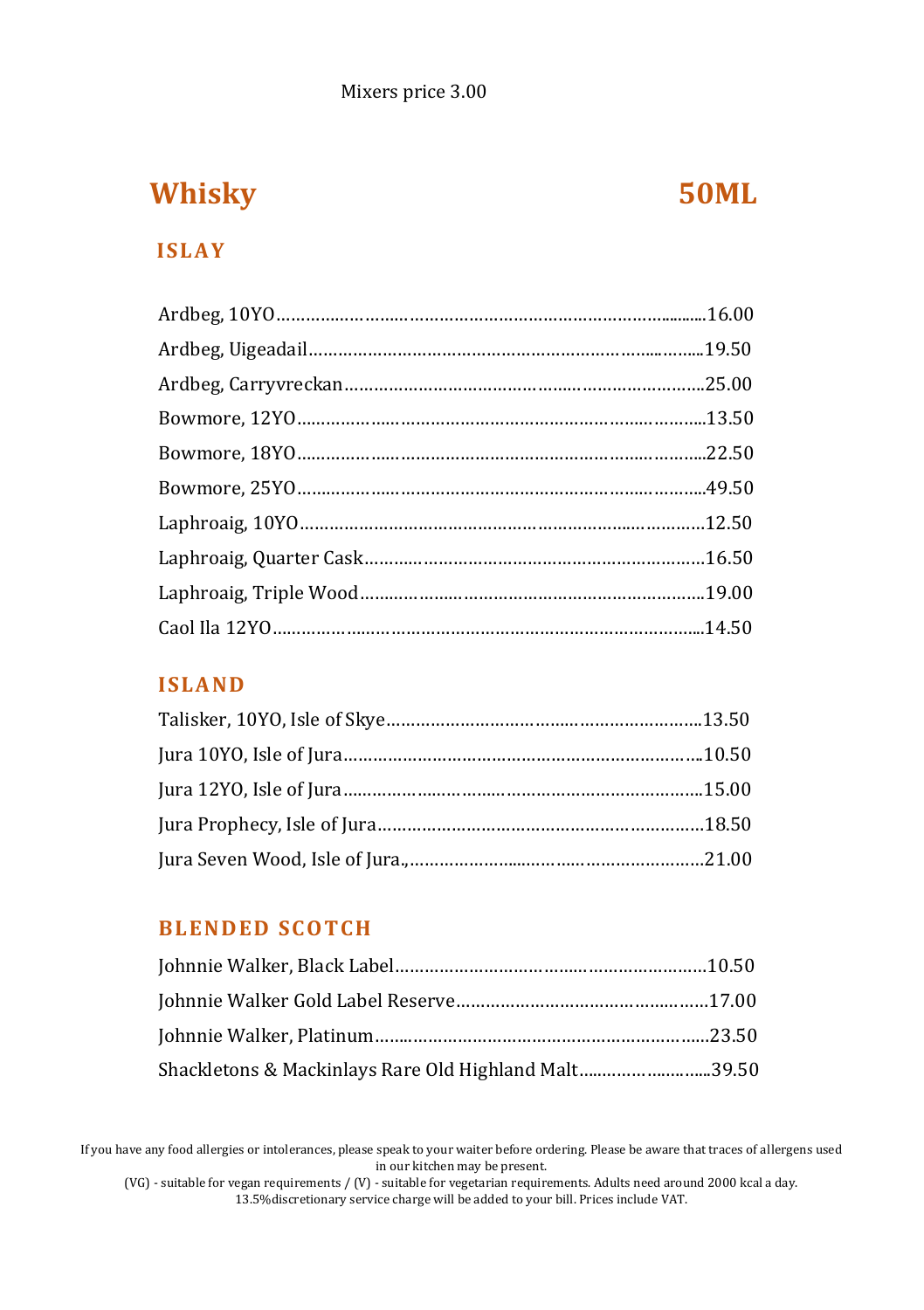Mixers price 3.00

# Whisky 50ML

## ISLAY

Ardbeg, 10YO……………………………………………………………………..16.00

Ardbeg, Uigeadail……………………………………………………………..19.50

Ardbeg, Carryvreckan…………………………………………………………..25.00

Bowmore, 12YO…………………………………………………………………..13.50

Bowmore, 18YO…………………………………………………………………..22.50

Bowmore, 25YO…………………………………………………………………..49.50

Laphroaig, 10YO…………………………………………………………………12.50

Laphroaig, Quarter Cask………………………………………………………16.50

Laphroaig, Triple Wood……………………………………………………….19.00

Caol Ila 12YO……………………………………………………………………...14.50

## ISLAND

Talisker, 10YO, Isle of Skye…………………………………………………13.50

Jura 10YO, Isle of Jura…………………………………………………………10.50

Jura 12YO, Isle of Jura…………………………………………………………15.00

Jura Prophecy, Isle of Jura……………………………………………………18.50

Jura Seven Wood, Isle of Jura.,………………………………………………21.00

## BLENDED SCOTCH

Johnnie Walker, Black Label…………………………………………………10.50

Johnnie Walker Gold Label Reserve………………………………………17.00

Johnnie Walker, Platinum……………………………………………………..23.50

Shackletons & Mackinlays Rare Old Highland Malt……………………..39.50

If you have any food allergies or intolerances, please speak to your waiter before ordering. Please be aware that traces of allergens used in our kitchen may be present.

(VG) - suitable for vegan requirements / (V) - suitable for vegetarian requirements. Adults need around 2000 kcal a day.

13.5%discretionary service charge will be added to your bill. Prices include VAT.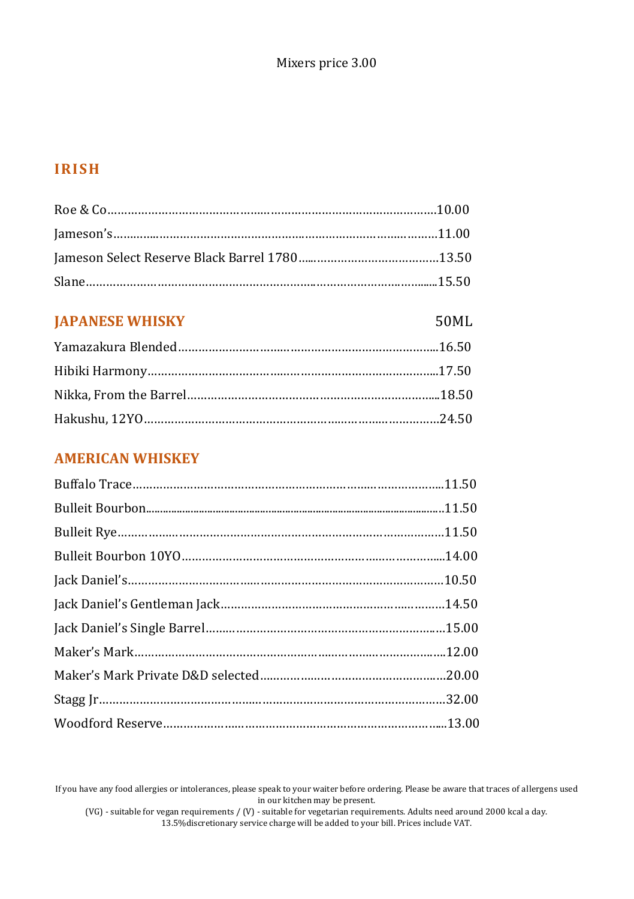Mixers price 3.00

## IRISH

Roe & Co……………………………………………………………………………………10.00

Jameson's…………………………………………………………………………………11.00

Jameson Select Reserve Black Barrel 1780……………………………………13.50

Slane…………………………………………………………………………………………15.50

## JAPANESE WHISKY 50ML

Yamazakura Blended…………………………………………………………………16.50

Hibiki Harmony…………………………………………………………………………17.50

Nikka, From the Barrel………………………………………………………………18.50

Hakushu, 12YO…………………………………………………………………………24.50

## AMERICAN WHISKEY

Buffalo Trace……………………………………………………………………………11.50

Bulleit Bourbon…………………………………………………………………………11.50

Bulleit Rye………………………………………………………………………………11.50

Bulleit Bourbon 10YO………………………………………………………………14.00

Jack Daniel's……………………………………………………………………………10.50

Jack Daniel's Gentleman Jack……………………………………………………14.50

Jack Daniel's Single Barrel………………………………………………………15.00

Maker's Mark……………………………………………………………………………12.00

Maker's Mark Private D&D selected……………………………………………20.00

Stagg Jr……………………………………………………………………………………32.00

Woodford Reserve……………………………………………………………………13.00

If you have any food allergies or intolerances, please speak to your waiter before ordering. Please be aware that traces of allergens used in our kitchen may be present.
(VG) - suitable for vegan requirements / (V) - suitable for vegetarian requirements. Adults need around 2000 kcal a day.
13.5%discretionary service charge will be added to your bill. Prices include VAT.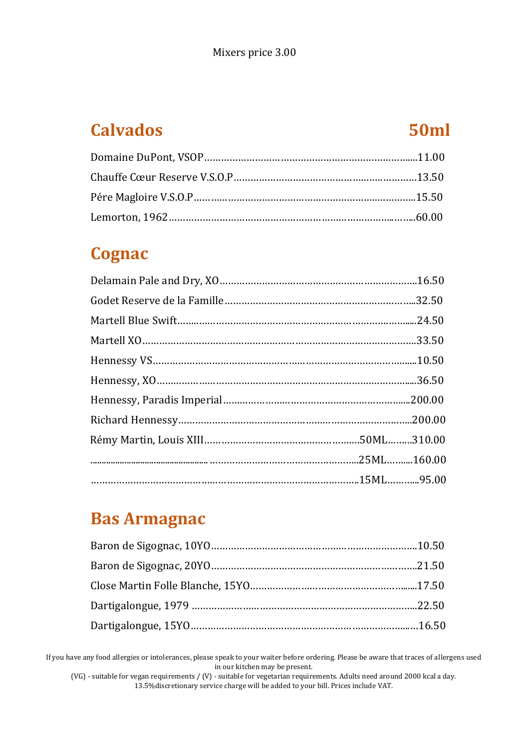Mixers price 3.00

## Calvados 50ml

Domaine DuPont, VSOP....11.00

Chauffe Cœur Reserve V.S.O.P....13.50

Pére Magloire V.S.O.P....15.50

Lemorton, 1962....60.00

## Cognac

Delamain Pale and Dry, XO....16.50

Godet Reserve de la Famille....32.50

Martell Blue Swift....24.50

Martell XO....33.50

Hennessy VS....10.50

Hennessy, XO....36.50

Hennessy, Paradis Imperial....200.00

Richard Hennessy....200.00

Rémy Martin, Louis XIII....50ML....310.00

....25ML....160.00

....15ML....95.00

## Bas Armagnac

Baron de Sigognac, 10YO....10.50

Baron de Sigognac, 20YO....21.50

Close Martin Folle Blanche, 15YO....17.50

Dartigalongue, 1979....22.50

Dartigalongue, 15YO....16.50

If you have any food allergies or intolerances, please speak to your waiter before ordering. Please be aware that traces of allergens used in our kitchen may be present.

(VG) - suitable for vegan requirements / (V) - suitable for vegetarian requirements. Adults need around 2000 kcal a day.

13.5%discretionary service charge will be added to your bill. Prices include VAT.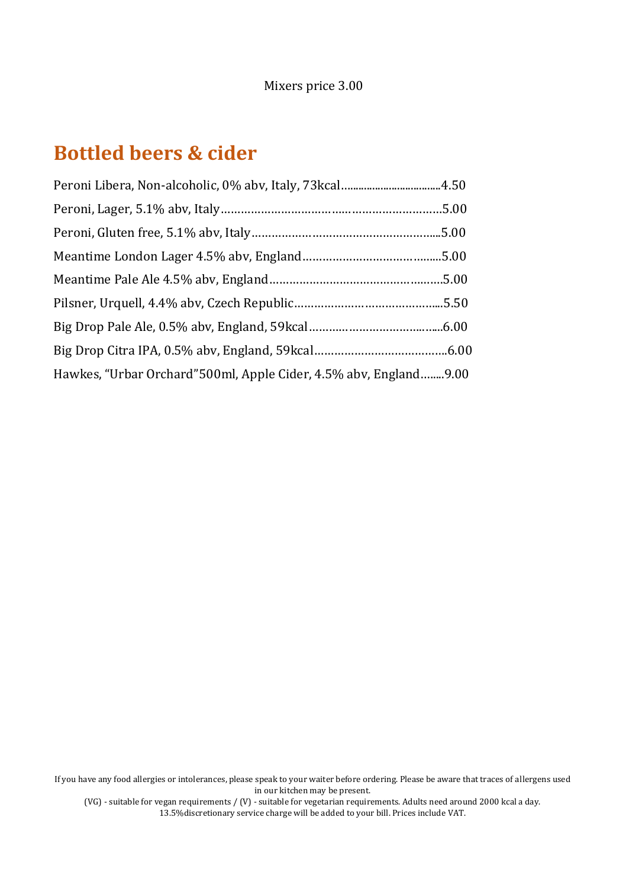Mixers price 3.00

## Bottled beers & cider

Peroni Libera, Non-alcoholic, 0% abv, Italy, 73kcal.....................................4.50

Peroni, Lager, 5.1% abv, Italy……………………………..………………………5.00

Peroni, Gluten free, 5.1% abv, Italy……………………………………………...5.00

Meantime London Lager 4.5% abv, England…………………………….....5.00

Meantime Pale Ale 4.5% abv, England…………………………………..……5.00

Pilsner, Urquell, 4.4% abv, Czech Republic……………………………………...5.50

Big Drop Pale Ale, 0.5% abv, England, 59kcal……….……………………..…..6.00

Big Drop Citra IPA, 0.5% abv, England, 59kcal………………………………..6.00

Hawkes, "Urbar Orchard"500ml, Apple Cider, 4.5% abv, England……..9.00

If you have any food allergies or intolerances, please speak to your waiter before ordering. Please be aware that traces of allergens used in our kitchen may be present.

(VG) - suitable for vegan requirements / (V) - suitable for vegetarian requirements. Adults need around 2000 kcal a day.

13.5%discretionary service charge will be added to your bill. Prices include VAT.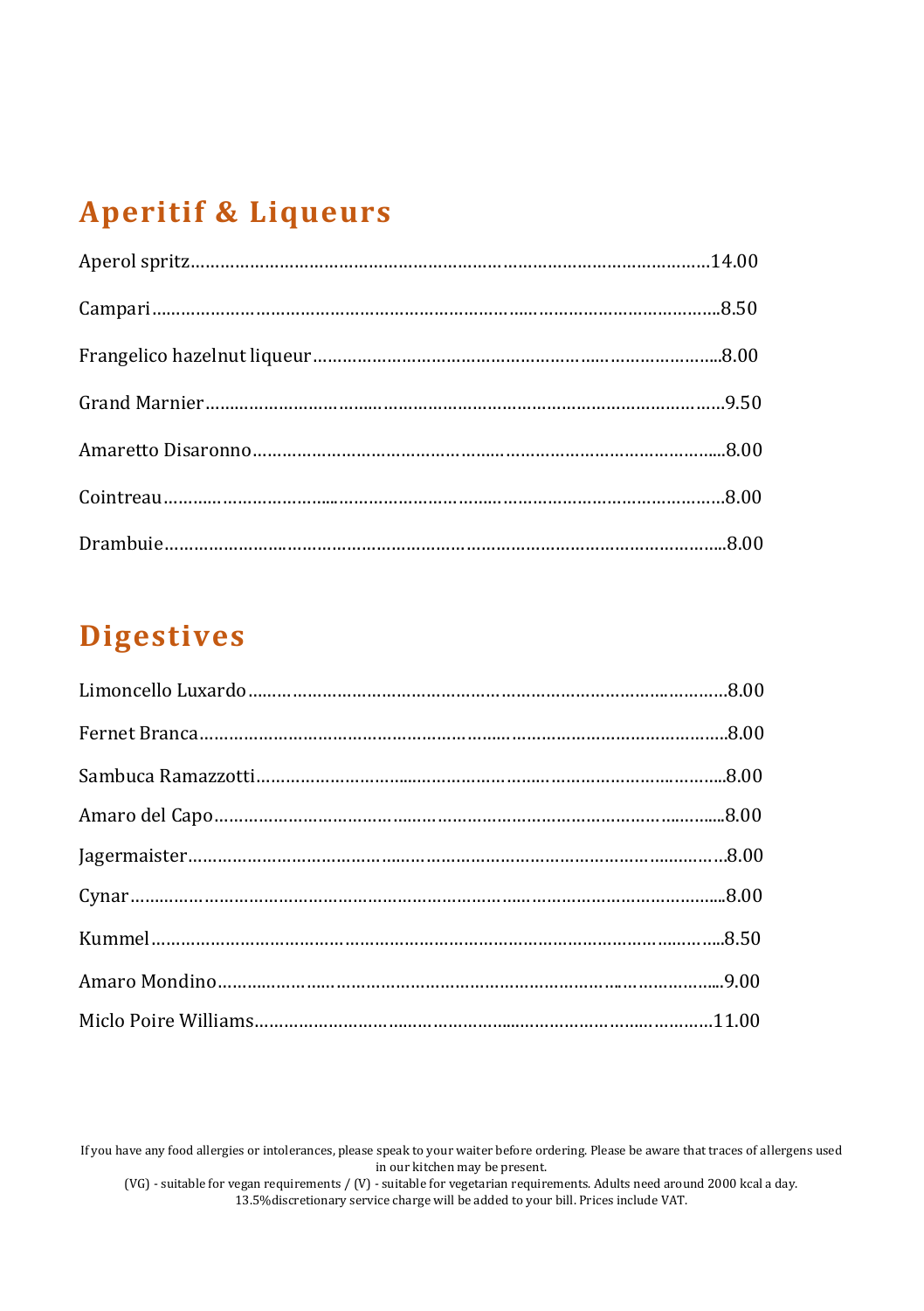## Aperitif & Liqueurs

Aperol spritz……………………………………………………………………………………………14.00

Campari………………………………………………………………………………………………8.50

Frangelico hazelnut liqueur……………………………………………………………………8.00

Grand Marnier………………………………………………………………………………………9.50

Amaretto Disaronno………………………………………………………………………………8.00

Cointreau………………………………………………………………………………………………8.00

Drambuie………………………………………………………………………………………………8.00

## Digestives

Limoncello Luxardo………………………………………………………………………………8.00

Fernet Branca………………………………………………………………………………………8.00

Sambuca Ramazzotti……………………………………………………………………………8.00

Amaro del Capo……………………………………………………………………………………8.00

Jagermaister…………………………………………………………………………………………8.00

Cynar……………………………………………………………………………………………………8.00

Kummel…………………………………………………………………………………………………8.50

Amaro Mondino……………………………………………………………………………………9.00

Miclo Poire Williams……………………………………………………………………………11.00

If you have any food allergies or intolerances, please speak to your waiter before ordering. Please be aware that traces of allergens used in our kitchen may be present.
(VG) - suitable for vegan requirements / (V) - suitable for vegetarian requirements. Adults need around 2000 kcal a day.
13.5%discretionary service charge will be added to your bill. Prices include VAT.